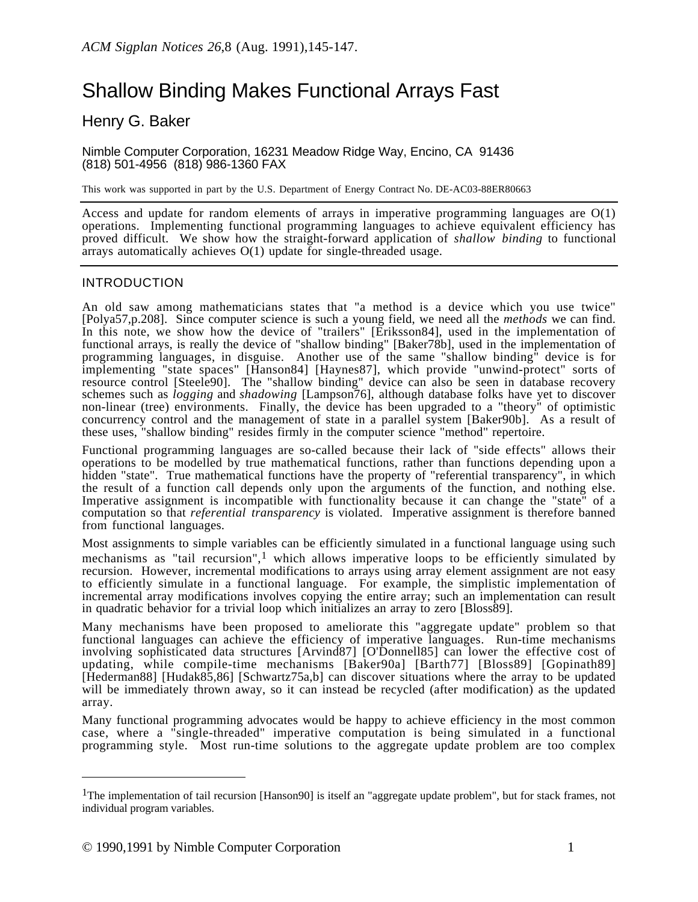ACM Sigplan Notices *26*,8 (Aug. 1991),145-147.

# Shallow Binding Makes Functional Arrays Fast

## Henry G. Baker

Nimble Computer Corporation, 16231 Meadow Ridge Way, Encino, CA 91436
(818) 501-4956 (818) 986-1360 FAX

This work was supported in part by the U.S. Department of Energy Contract No. DE-AC03-88ER80663

---

Access and update for random elements of arrays in imperative programming languages are O(1) operations. Implementing functional programming languages to achieve equivalent efficiency has proved difficult. We show how the straight-forward application of *shallow binding* to functional arrays automatically achieves O(1) update for single-threaded usage.

---

### INTRODUCTION

An old saw among mathematicians states that "a method is a device which you use twice" [Polya57,p.208]. Since computer science is such a young field, we need all the *methods* we can find. In this note, we show how the device of "trailers" [Eriksson84], used in the implementation of functional arrays, is really the device of "shallow binding" [Baker78b], used in the implementation of programming languages, in disguise. Another use of the same "shallow binding" device is for implementing "state spaces" [Hanson84] [Haynes87], which provide "unwind-protect" sorts of resource control [Steele90]. The "shallow binding" device can also be seen in database recovery schemes such as *logging* and *shadowing* [Lampson76], although database folks have yet to discover non-linear (tree) environments. Finally, the device has been upgraded to a "theory" of optimistic concurrency control and the management of state in a parallel system [Baker90b]. As a result of these uses, "shallow binding" resides firmly in the computer science "method" repertoire.

Functional programming languages are so-called because their lack of "side effects" allows their operations to be modelled by true mathematical functions, rather than functions depending upon a hidden "state". True mathematical functions have the property of "referential transparency", in which the result of a function call depends only upon the arguments of the function, and nothing else. Imperative assignment is incompatible with functionality because it can change the "state" of a computation so that *referential transparency* is violated. Imperative assignment is therefore banned from functional languages.

Most assignments to simple variables can be efficiently simulated in a functional language using such mechanisms as "tail recursion",[1] which allows imperative loops to be efficiently simulated by recursion. However, incremental modifications to arrays using array element assignment are not easy to efficiently simulate in a functional language. For example, the simplistic implementation of incremental array modifications involves copying the entire array; such an implementation can result in quadratic behavior for a trivial loop which initializes an array to zero [Bloss89].

Many mechanisms have been proposed to ameliorate this "aggregate update" problem so that functional languages can achieve the efficiency of imperative languages. Run-time mechanisms involving sophisticated data structures [Arvind87] [O'Donnell85] can lower the effective cost of updating, while compile-time mechanisms [Baker90a] [Barth77] [Bloss89] [Gopinath89] [Hederman88] [Hudak85,86] [Schwartz75a,b] can discover situations where the array to be updated will be immediately thrown away, so it can instead be recycled (after modification) as the updated array.

Many functional programming advocates would be happy to achieve efficiency in the most common case, where a "single-threaded" imperative computation is being simulated in a functional programming style. Most run-time solutions to the aggregate update problem are too complex

---

[1] The implementation of tail recursion [Hanson90] is itself an "aggregate update problem", but for stack frames, not individual program variables.

© 1990,1991 by Nimble Computer Corporation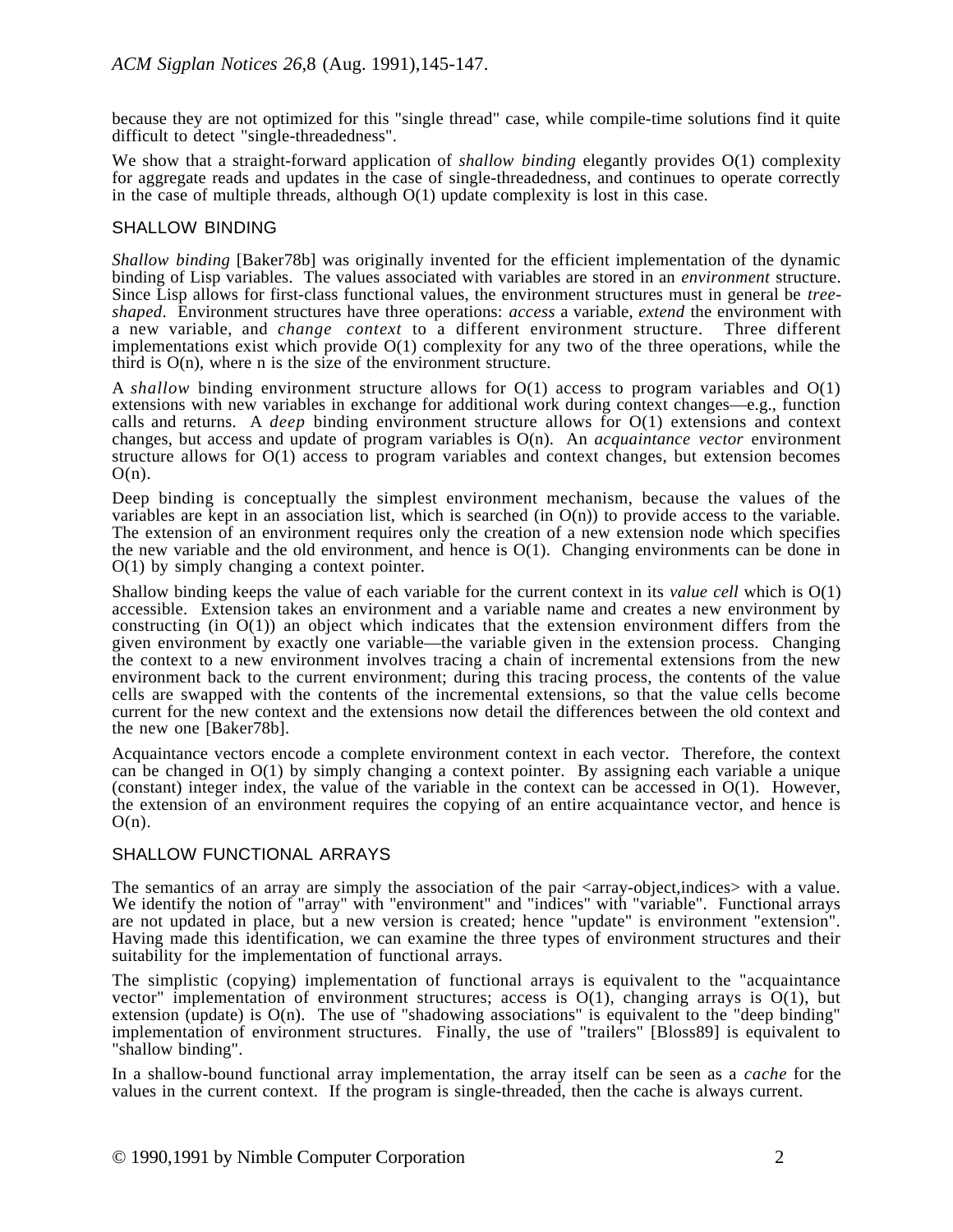because they are not optimized for this "single thread" case, while compile-time solutions find it quite difficult to detect "single-threadedness".

We show that a straight-forward application of *shallow binding* elegantly provides O(1) complexity for aggregate reads and updates in the case of single-threadedness, and continues to operate correctly in the case of multiple threads, although O(1) update complexity is lost in this case.

## SHALLOW BINDING

*Shallow binding* [Baker78b] was originally invented for the efficient implementation of the dynamic binding of Lisp variables. The values associated with variables are stored in an *environment* structure. Since Lisp allows for first-class functional values, the environment structures must in general be *tree-shaped*. Environment structures have three operations: *access* a variable, *extend* the environment with a new variable, and *change context* to a different environment structure. Three different implementations exist which provide O(1) complexity for any two of the three operations, while the third is O(n), where n is the size of the environment structure.

A *shallow* binding environment structure allows for O(1) access to program variables and O(1) extensions with new variables in exchange for additional work during context changes—e.g., function calls and returns. A *deep* binding environment structure allows for O(1) extensions and context changes, but access and update of program variables is O(n). An *acquaintance vector* environment structure allows for O(1) access to program variables and context changes, but extension becomes O(n).

Deep binding is conceptually the simplest environment mechanism, because the values of the variables are kept in an association list, which is searched (in O(n)) to provide access to the variable. The extension of an environment requires only the creation of a new extension node which specifies the new variable and the old environment, and hence is O(1). Changing environments can be done in O(1) by simply changing a context pointer.

Shallow binding keeps the value of each variable for the current context in its *value cell* which is O(1) accessible. Extension takes an environment and a variable name and creates a new environment by constructing (in O(1)) an object which indicates that the extension environment differs from the given environment by exactly one variable—the variable given in the extension process. Changing the context to a new environment involves tracing a chain of incremental extensions from the new environment back to the current environment; during this tracing process, the contents of the value cells are swapped with the contents of the incremental extensions, so that the value cells become current for the new context and the extensions now detail the differences between the old context and the new one [Baker78b].

Acquaintance vectors encode a complete environment context in each vector. Therefore, the context can be changed in O(1) by simply changing a context pointer. By assigning each variable a unique (constant) integer index, the value of the variable in the context can be accessed in O(1). However, the extension of an environment requires the copying of an entire acquaintance vector, and hence is O(n).

## SHALLOW FUNCTIONAL ARRAYS

The semantics of an array are simply the association of the pair <array-object,indices> with a value. We identify the notion of "array" with "environment" and "indices" with "variable". Functional arrays are not updated in place, but a new version is created; hence "update" is environment "extension". Having made this identification, we can examine the three types of environment structures and their suitability for the implementation of functional arrays.

The simplistic (copying) implementation of functional arrays is equivalent to the "acquaintance vector" implementation of environment structures; access is O(1), changing arrays is O(1), but extension (update) is O(n). The use of "shadowing associations" is equivalent to the "deep binding" implementation of environment structures. Finally, the use of "trailers" [Bloss89] is equivalent to "shallow binding".

In a shallow-bound functional array implementation, the array itself can be seen as a *cache* for the values in the current context. If the program is single-threaded, then the cache is always current.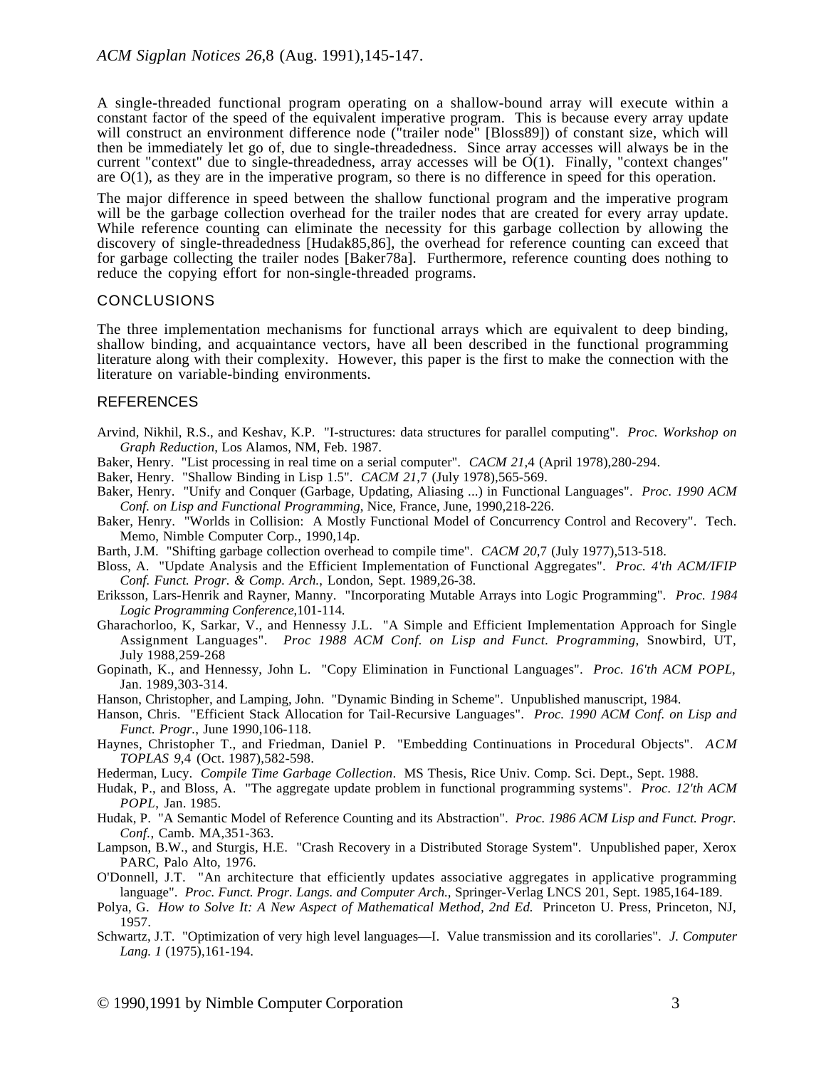A single-threaded functional program operating on a shallow-bound array will execute within a constant factor of the speed of the equivalent imperative program. This is because every array update will construct an environment difference node ("trailer node" [Bloss89]) of constant size, which will then be immediately let go of, due to single-threadedness. Since array accesses will always be in the current "context" due to single-threadedness, array accesses will be O(1). Finally, "context changes" are O(1), as they are in the imperative program, so there is no difference in speed for this operation.

The major difference in speed between the shallow functional program and the imperative program will be the garbage collection overhead for the trailer nodes that are created for every array update. While reference counting can eliminate the necessity for this garbage collection by allowing the discovery of single-threadedness [Hudak85,86], the overhead for reference counting can exceed that for garbage collecting the trailer nodes [Baker78a]. Furthermore, reference counting does nothing to reduce the copying effort for non-single-threaded programs.

## CONCLUSIONS

The three implementation mechanisms for functional arrays which are equivalent to deep binding, shallow binding, and acquaintance vectors, have all been described in the functional programming literature along with their complexity. However, this paper is the first to make the connection with the literature on variable-binding environments.

## REFERENCES

Arvind, Nikhil, R.S., and Keshav, K.P. "I-structures: data structures for parallel computing". *Proc. Workshop on Graph Reduction*, Los Alamos, NM, Feb. 1987.

Baker, Henry. "List processing in real time on a serial computer". *CACM 21*,4 (April 1978),280-294.

Baker, Henry. "Shallow Binding in Lisp 1.5". *CACM 21*,7 (July 1978),565-569.

Baker, Henry. "Unify and Conquer (Garbage, Updating, Aliasing ...) in Functional Languages". *Proc. 1990 ACM Conf. on Lisp and Functional Programming*, Nice, France, June, 1990,218-226.

Baker, Henry. "Worlds in Collision: A Mostly Functional Model of Concurrency Control and Recovery". Tech. Memo, Nimble Computer Corp., 1990,14p.

Barth, J.M. "Shifting garbage collection overhead to compile time". *CACM 20*,7 (July 1977),513-518.

Bloss, A. "Update Analysis and the Efficient Implementation of Functional Aggregates". *Proc. 4'th ACM/IFIP Conf. Funct. Progr. & Comp. Arch.*, London, Sept. 1989,26-38.

Eriksson, Lars-Henrik and Rayner, Manny. "Incorporating Mutable Arrays into Logic Programming". *Proc. 1984 Logic Programming Conference*,101-114.

Gharachorloo, K, Sarkar, V., and Hennessy J.L. "A Simple and Efficient Implementation Approach for Single Assignment Languages". *Proc 1988 ACM Conf. on Lisp and Funct. Programming*, Snowbird, UT, July 1988,259-268

Gopinath, K., and Hennessy, John L. "Copy Elimination in Functional Languages". *Proc. 16'th ACM POPL*, Jan. 1989,303-314.

Hanson, Christopher, and Lamping, John. "Dynamic Binding in Scheme". Unpublished manuscript, 1984.

Hanson, Chris. "Efficient Stack Allocation for Tail-Recursive Languages". *Proc. 1990 ACM Conf. on Lisp and Funct. Progr.*, June 1990,106-118.

Haynes, Christopher T., and Friedman, Daniel P. "Embedding Continuations in Procedural Objects". *ACM TOPLAS 9*,4 (Oct. 1987),582-598.

Hederman, Lucy. *Compile Time Garbage Collection*. MS Thesis, Rice Univ. Comp. Sci. Dept., Sept. 1988.

Hudak, P., and Bloss, A. "The aggregate update problem in functional programming systems". *Proc. 12'th ACM POPL*, Jan. 1985.

Hudak, P. "A Semantic Model of Reference Counting and its Abstraction". *Proc. 1986 ACM Lisp and Funct. Progr. Conf.*, Camb. MA,351-363.

Lampson, B.W., and Sturgis, H.E. "Crash Recovery in a Distributed Storage System". Unpublished paper, Xerox PARC, Palo Alto, 1976.

O'Donnell, J.T. "An architecture that efficiently updates associative aggregates in applicative programming language". *Proc. Funct. Progr. Langs. and Computer Arch.*, Springer-Verlag LNCS 201, Sept. 1985,164-189.

Polya, G. *How to Solve It: A New Aspect of Mathematical Method, 2nd Ed.* Princeton U. Press, Princeton, NJ, 1957.

Schwartz, J.T. "Optimization of very high level languages—I. Value transmission and its corollaries". *J. Computer Lang. 1* (1975),161-194.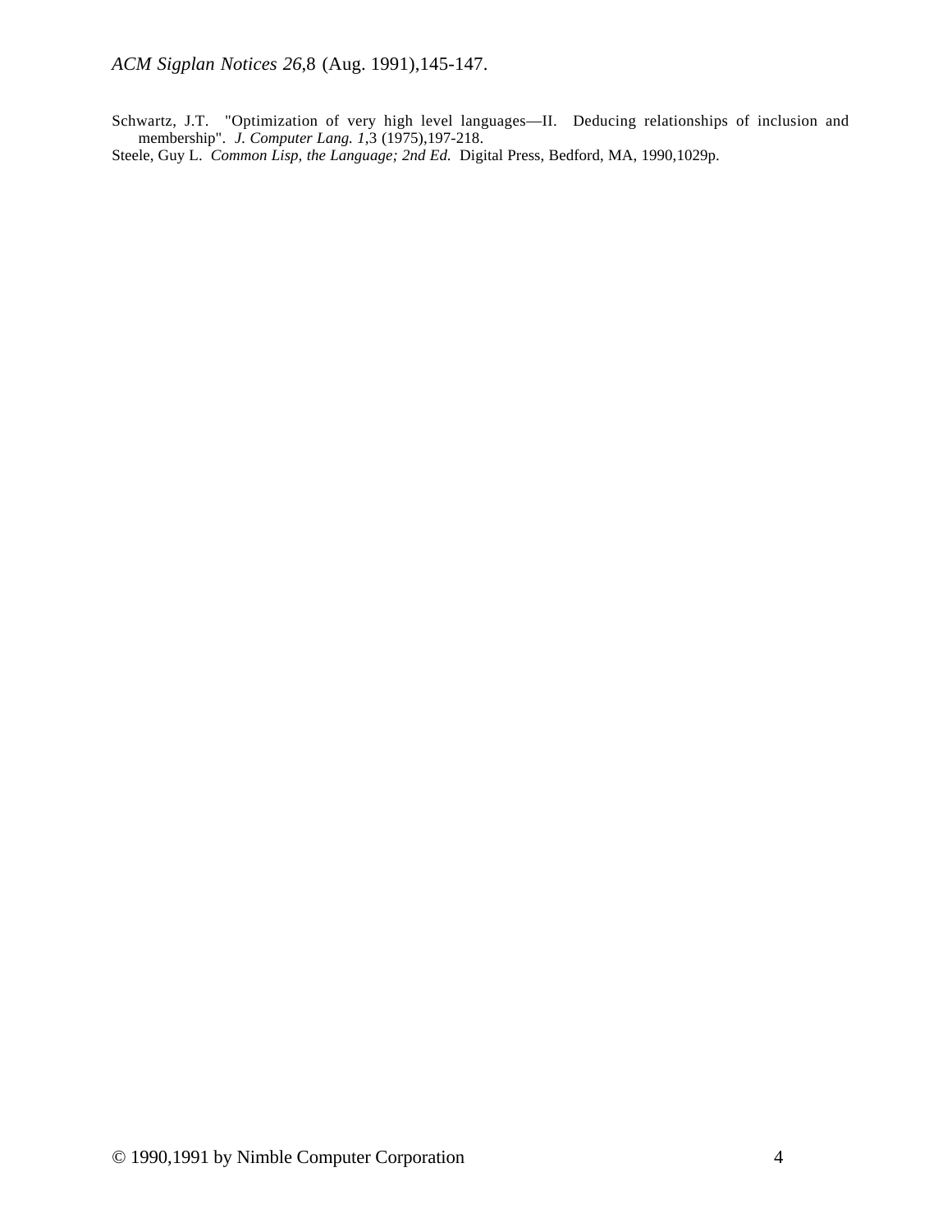Schwartz, J.T. "Optimization of very high level languages—II. Deducing relationships of inclusion and membership". *J. Computer Lang. 1*,3 (1975),197-218.

Steele, Guy L. *Common Lisp, the Language; 2nd Ed.* Digital Press, Bedford, MA, 1990,1029p.